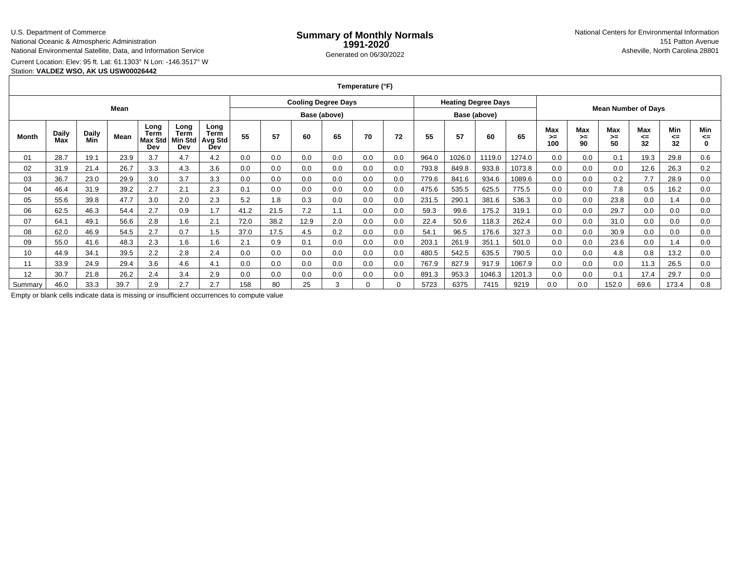U.S. Department of Commerce
National Oceanic & Atmospheric Administration
National Environmental Satellite, Data, and Information Service

# Summary of Monthly Normals
## 1991-2020

Generated on 06/30/2022

National Centers for Environmental Information
151 Patton Avenue
Asheville, North Carolina 28801

Current Location: Elev: 95 ft. Lat: 61.1303° N Lon: -146.3517° W
Station: **VALDEZ WSO, AK US USW00026442**

| Temperature (°F) | | | | | | | | | | | | | | | | | | | | | | | |
|---|---|---|---|---|---|---|---|---|---|---|---|---|---|---|---|---|---|---|---|---|---|---|---|
| Mean | | | | | | | Cooling Degree Days | | | | | | Heating Degree Days | | | | Mean Number of Days | | | | | | |
| | | | | | | | Base (above) | | | | | | Base (above) | | | | | | | | | | |
| Month | Daily Max | Daily Min | Mean | Long Term Max Std Dev | Long Term Min Std Dev | Long Term Avg Std Dev | 55 | 57 | 60 | 65 | 70 | 72 | 55 | 57 | 60 | 65 | Max >= 100 | Max >= 90 | Max >= 50 | Max <= 32 | Min <= 32 | Min <= 0 |
| 01 | 28.7 | 19.1 | 23.9 | 3.7 | 4.7 | 4.2 | 0.0 | 0.0 | 0.0 | 0.0 | 0.0 | 0.0 | 964.0 | 1026.0 | 1119.0 | 1274.0 | 0.0 | 0.0 | 0.1 | 19.3 | 29.8 | 0.6 |
| 02 | 31.9 | 21.4 | 26.7 | 3.3 | 4.3 | 3.6 | 0.0 | 0.0 | 0.0 | 0.0 | 0.0 | 0.0 | 793.8 | 849.8 | 933.8 | 1073.8 | 0.0 | 0.0 | 0.0 | 12.6 | 26.3 | 0.2 |
| 03 | 36.7 | 23.0 | 29.9 | 3.0 | 3.7 | 3.3 | 0.0 | 0.0 | 0.0 | 0.0 | 0.0 | 0.0 | 779.6 | 841.6 | 934.6 | 1089.6 | 0.0 | 0.0 | 0.2 | 7.7 | 28.9 | 0.0 |
| 04 | 46.4 | 31.9 | 39.2 | 2.7 | 2.1 | 2.3 | 0.1 | 0.0 | 0.0 | 0.0 | 0.0 | 0.0 | 475.6 | 535.5 | 625.5 | 775.5 | 0.0 | 0.0 | 7.8 | 0.5 | 16.2 | 0.0 |
| 05 | 55.6 | 39.8 | 47.7 | 3.0 | 2.0 | 2.3 | 5.2 | 1.8 | 0.3 | 0.0 | 0.0 | 0.0 | 231.5 | 290.1 | 381.6 | 536.3 | 0.0 | 0.0 | 23.8 | 0.0 | 1.4 | 0.0 |
| 06 | 62.5 | 46.3 | 54.4 | 2.7 | 0.9 | 1.7 | 41.2 | 21.5 | 7.2 | 1.1 | 0.0 | 0.0 | 59.3 | 99.6 | 175.2 | 319.1 | 0.0 | 0.0 | 29.7 | 0.0 | 0.0 | 0.0 |
| 07 | 64.1 | 49.1 | 56.6 | 2.8 | 1.6 | 2.1 | 72.0 | 38.2 | 12.9 | 2.0 | 0.0 | 0.0 | 22.4 | 50.6 | 118.3 | 262.4 | 0.0 | 0.0 | 31.0 | 0.0 | 0.0 | 0.0 |
| 08 | 62.0 | 46.9 | 54.5 | 2.7 | 0.7 | 1.5 | 37.0 | 17.5 | 4.5 | 0.2 | 0.0 | 0.0 | 54.1 | 96.5 | 176.6 | 327.3 | 0.0 | 0.0 | 30.9 | 0.0 | 0.0 | 0.0 |
| 09 | 55.0 | 41.6 | 48.3 | 2.3 | 1.6 | 1.6 | 2.1 | 0.9 | 0.1 | 0.0 | 0.0 | 0.0 | 203.1 | 261.9 | 351.1 | 501.0 | 0.0 | 0.0 | 23.6 | 0.0 | 1.4 | 0.0 |
| 10 | 44.9 | 34.1 | 39.5 | 2.2 | 2.8 | 2.4 | 0.0 | 0.0 | 0.0 | 0.0 | 0.0 | 0.0 | 480.5 | 542.5 | 635.5 | 790.5 | 0.0 | 0.0 | 4.8 | 0.8 | 13.2 | 0.0 |
| 11 | 33.9 | 24.9 | 29.4 | 3.6 | 4.6 | 4.1 | 0.0 | 0.0 | 0.0 | 0.0 | 0.0 | 0.0 | 767.9 | 827.9 | 917.9 | 1067.9 | 0.0 | 0.0 | 0.0 | 11.3 | 26.5 | 0.0 |
| 12 | 30.7 | 21.8 | 26.2 | 2.4 | 3.4 | 2.9 | 0.0 | 0.0 | 0.0 | 0.0 | 0.0 | 0.0 | 891.3 | 953.3 | 1046.3 | 1201.3 | 0.0 | 0.0 | 0.1 | 17.4 | 29.7 | 0.0 |
| Summary | 46.0 | 33.3 | 39.7 | 2.9 | 2.7 | 2.7 | 158 | 80 | 25 | 3 | 0 | 0 | 5723 | 6375 | 7415 | 9219 | 0.0 | 0.0 | 152.0 | 69.6 | 173.4 | 0.8 |

Empty or blank cells indicate data is missing or insufficient occurrences to compute value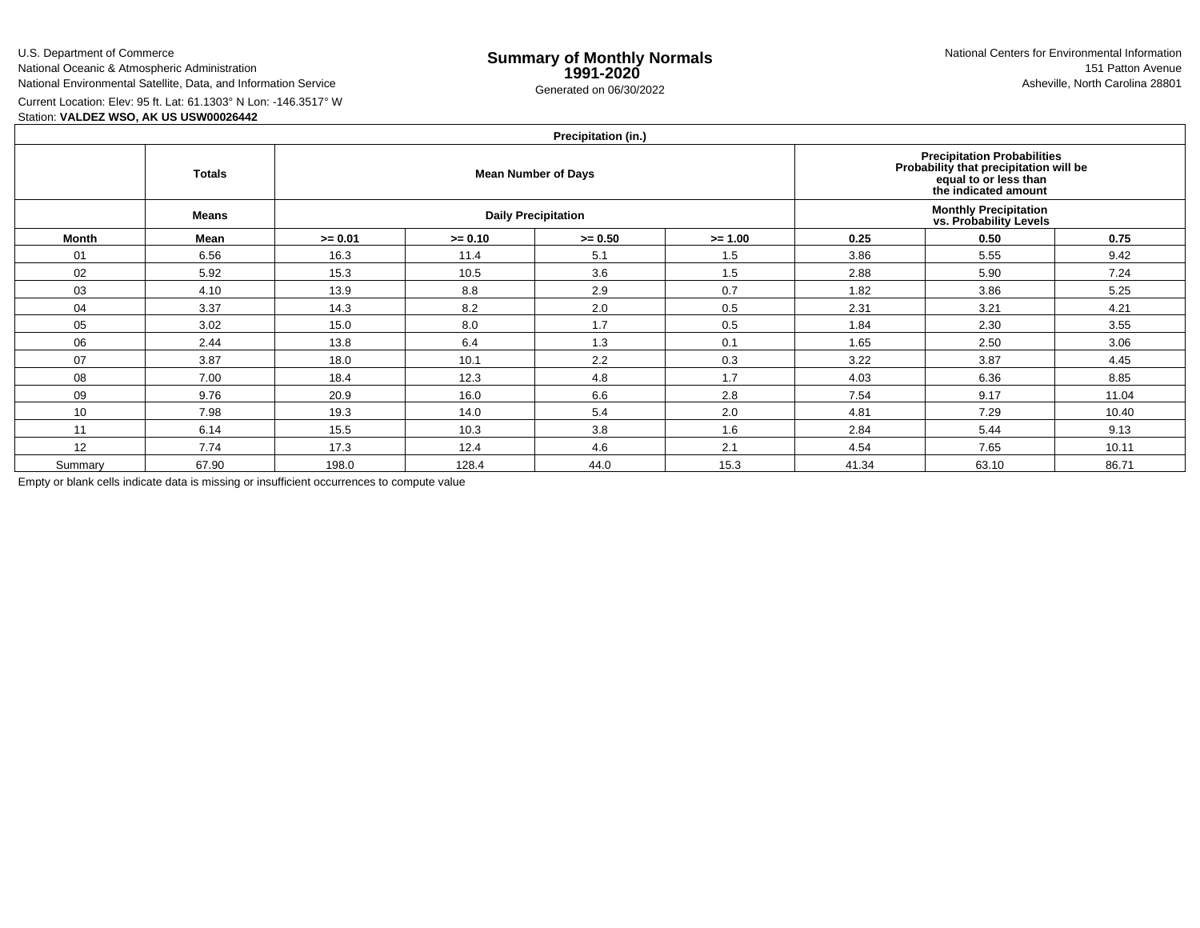U.S. Department of Commerce
National Oceanic & Atmospheric Administration
National Environmental Satellite, Data, and Information Service

# Summary of Monthly Normals
## 1991-2020

Generated on 06/30/2022

National Centers for Environmental Information
151 Patton Avenue
Asheville, North Carolina 28801

Current Location: Elev: 95 ft. Lat: 61.1303° N Lon: -146.3517° W
Station: **VALDEZ WSO, AK US USW00026442**

| Precipitation (in.) | | | | | | | | |
|---|---|---|---|---|---|---|---|---|
| | **Totals** | **Mean Number of Days** | | | | **Precipitation Probabilities Probability that precipitation will be equal to or less than the indicated amount** | | |
| | **Means** | **Daily Precipitation** | | | | **Monthly Precipitation vs. Probability Levels** | | |
| **Month** | **Mean** | **>= 0.01** | **>= 0.10** | **>= 0.50** | **>= 1.00** | **0.25** | **0.50** | **0.75** |
| 01 | 6.56 | 16.3 | 11.4 | 5.1 | 1.5 | 3.86 | 5.55 | 9.42 |
| 02 | 5.92 | 15.3 | 10.5 | 3.6 | 1.5 | 2.88 | 5.90 | 7.24 |
| 03 | 4.10 | 13.9 | 8.8 | 2.9 | 0.7 | 1.82 | 3.86 | 5.25 |
| 04 | 3.37 | 14.3 | 8.2 | 2.0 | 0.5 | 2.31 | 3.21 | 4.21 |
| 05 | 3.02 | 15.0 | 8.0 | 1.7 | 0.5 | 1.84 | 2.30 | 3.55 |
| 06 | 2.44 | 13.8 | 6.4 | 1.3 | 0.1 | 1.65 | 2.50 | 3.06 |
| 07 | 3.87 | 18.0 | 10.1 | 2.2 | 0.3 | 3.22 | 3.87 | 4.45 |
| 08 | 7.00 | 18.4 | 12.3 | 4.8 | 1.7 | 4.03 | 6.36 | 8.85 |
| 09 | 9.76 | 20.9 | 16.0 | 6.6 | 2.8 | 7.54 | 9.17 | 11.04 |
| 10 | 7.98 | 19.3 | 14.0 | 5.4 | 2.0 | 4.81 | 7.29 | 10.40 |
| 11 | 6.14 | 15.5 | 10.3 | 3.8 | 1.6 | 2.84 | 5.44 | 9.13 |
| 12 | 7.74 | 17.3 | 12.4 | 4.6 | 2.1 | 4.54 | 7.65 | 10.11 |
| Summary | 67.90 | 198.0 | 128.4 | 44.0 | 15.3 | 41.34 | 63.10 | 86.71 |

Empty or blank cells indicate data is missing or insufficient occurrences to compute value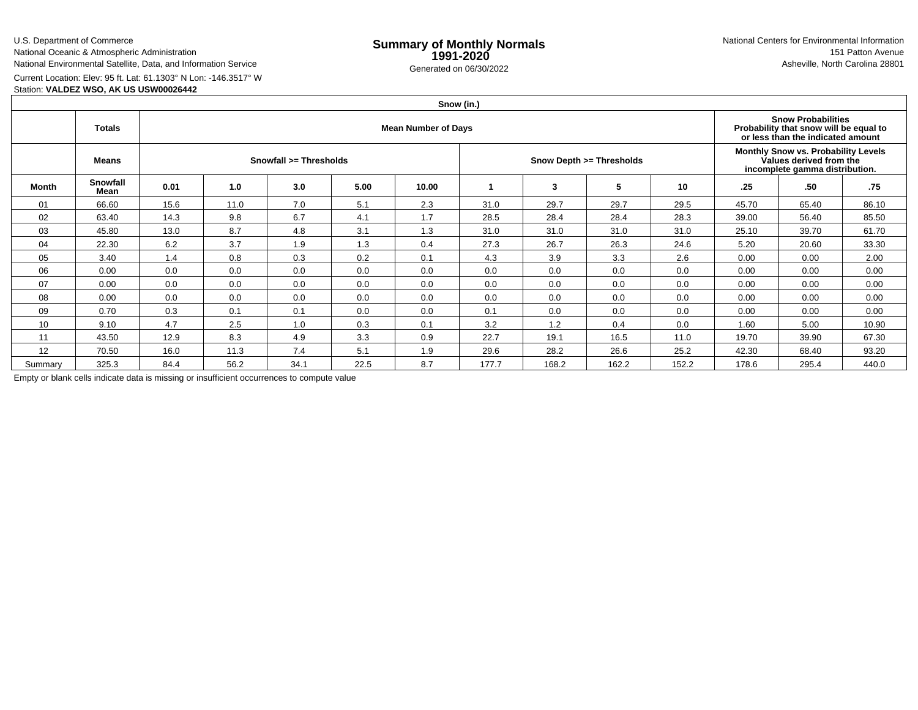U.S. Department of Commerce
National Oceanic & Atmospheric Administration
National Environmental Satellite, Data, and Information Service

# Summary of Monthly Normals
## 1991-2020

Generated on 06/30/2022

National Centers for Environmental Information
151 Patton Avenue
Asheville, North Carolina 28801

Current Location: Elev: 95 ft. Lat: 61.1303° N Lon: -146.3517° W
Station: **VALDEZ WSO, AK US USW00026442**

| Snow (in.) | | | | | | | | | | | | |
|---|---|---|---|---|---|---|---|---|---|---|---|---|
| | **Totals** | **Mean Number of Days** | | | | | | | | **Snow Probabilities Probability that snow will be equal to or less than the indicated amount** | | |
| | **Means** | **Snowfall >= Thresholds** | | | | | **Snow Depth >= Thresholds** | | | **Monthly Snow vs. Probability Levels Values derived from the incomplete gamma distribution.** | | |
| **Month** | **Snowfall Mean** | **0.01** | **1.0** | **3.0** | **5.00** | **10.00** | **1** | **3** | **5** | **10** | **.25** | **.50** | **.75** |
| 01 | 66.60 | 15.6 | 11.0 | 7.0 | 5.1 | 2.3 | 31.0 | 29.7 | 29.7 | 29.5 | 45.70 | 65.40 | 86.10 |
| 02 | 63.40 | 14.3 | 9.8 | 6.7 | 4.1 | 1.7 | 28.5 | 28.4 | 28.4 | 28.3 | 39.00 | 56.40 | 85.50 |
| 03 | 45.80 | 13.0 | 8.7 | 4.8 | 3.1 | 1.3 | 31.0 | 31.0 | 31.0 | 31.0 | 25.10 | 39.70 | 61.70 |
| 04 | 22.30 | 6.2 | 3.7 | 1.9 | 1.3 | 0.4 | 27.3 | 26.7 | 26.3 | 24.6 | 5.20 | 20.60 | 33.30 |
| 05 | 3.40 | 1.4 | 0.8 | 0.3 | 0.2 | 0.1 | 4.3 | 3.9 | 3.3 | 2.6 | 0.00 | 0.00 | 2.00 |
| 06 | 0.00 | 0.0 | 0.0 | 0.0 | 0.0 | 0.0 | 0.0 | 0.0 | 0.0 | 0.0 | 0.00 | 0.00 | 0.00 |
| 07 | 0.00 | 0.0 | 0.0 | 0.0 | 0.0 | 0.0 | 0.0 | 0.0 | 0.0 | 0.0 | 0.00 | 0.00 | 0.00 |
| 08 | 0.00 | 0.0 | 0.0 | 0.0 | 0.0 | 0.0 | 0.0 | 0.0 | 0.0 | 0.0 | 0.00 | 0.00 | 0.00 |
| 09 | 0.70 | 0.3 | 0.1 | 0.1 | 0.0 | 0.0 | 0.1 | 0.0 | 0.0 | 0.0 | 0.00 | 0.00 | 0.00 |
| 10 | 9.10 | 4.7 | 2.5 | 1.0 | 0.3 | 0.1 | 3.2 | 1.2 | 0.4 | 0.0 | 1.60 | 5.00 | 10.90 |
| 11 | 43.50 | 12.9 | 8.3 | 4.9 | 3.3 | 0.9 | 22.7 | 19.1 | 16.5 | 11.0 | 19.70 | 39.90 | 67.30 |
| 12 | 70.50 | 16.0 | 11.3 | 7.4 | 5.1 | 1.9 | 29.6 | 28.2 | 26.6 | 25.2 | 42.30 | 68.40 | 93.20 |
| Summary | 325.3 | 84.4 | 56.2 | 34.1 | 22.5 | 8.7 | 177.7 | 168.2 | 162.2 | 152.2 | 178.6 | 295.4 | 440.0 |

Empty or blank cells indicate data is missing or insufficient occurrences to compute value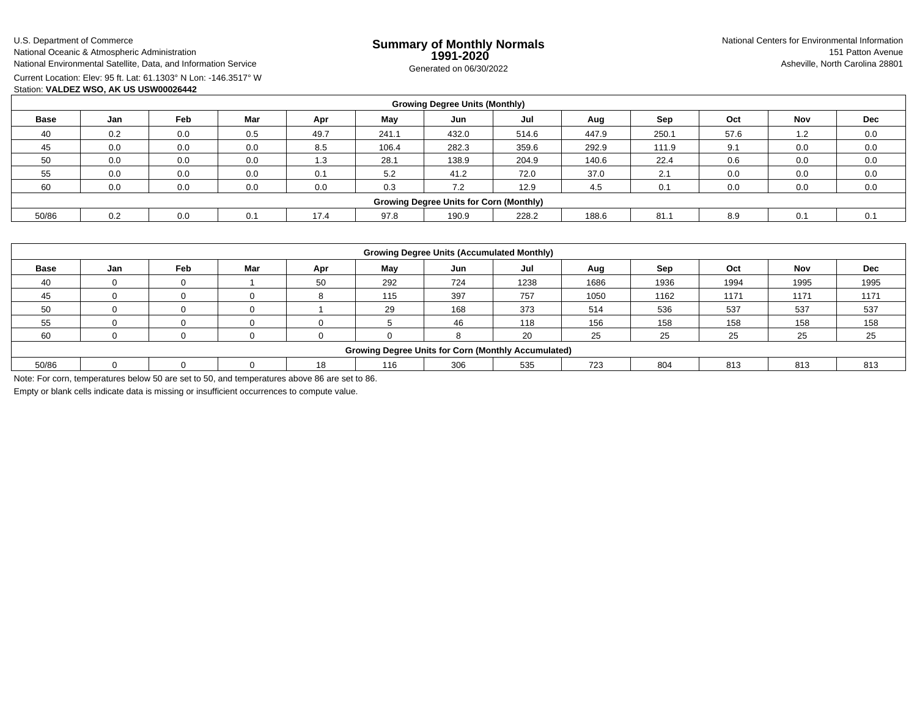U.S. Department of Commerce
National Oceanic & Atmospheric Administration
National Environmental Satellite, Data, and Information Service

# Summary of Monthly Normals 1991-2020

Generated on 06/30/2022

National Centers for Environmental Information
151 Patton Avenue
Asheville, North Carolina 28801

Current Location: Elev: 95 ft. Lat: 61.1303° N Lon: -146.3517° W
Station: **VALDEZ WSO, AK US USW00026442**

| Growing Degree Units (Monthly) | | | | | | | | | | | | |
|---|---|---|---|---|---|---|---|---|---|---|---|---|
| **Base** | **Jan** | **Feb** | **Mar** | **Apr** | **May** | **Jun** | **Jul** | **Aug** | **Sep** | **Oct** | **Nov** | **Dec** |
| 40 | 0.2 | 0.0 | 0.5 | 49.7 | 241.1 | 432.0 | 514.6 | 447.9 | 250.1 | 57.6 | 1.2 | 0.0 |
| 45 | 0.0 | 0.0 | 0.0 | 8.5 | 106.4 | 282.3 | 359.6 | 292.9 | 111.9 | 9.1 | 0.0 | 0.0 |
| 50 | 0.0 | 0.0 | 0.0 | 1.3 | 28.1 | 138.9 | 204.9 | 140.6 | 22.4 | 0.6 | 0.0 | 0.0 |
| 55 | 0.0 | 0.0 | 0.0 | 0.1 | 5.2 | 41.2 | 72.0 | 37.0 | 2.1 | 0.0 | 0.0 | 0.0 |
| 60 | 0.0 | 0.0 | 0.0 | 0.0 | 0.3 | 7.2 | 12.9 | 4.5 | 0.1 | 0.0 | 0.0 | 0.0 |
| **Growing Degree Units for Corn (Monthly)** | | | | | | | | | | | | |
| 50/86 | 0.2 | 0.0 | 0.1 | 17.4 | 97.8 | 190.9 | 228.2 | 188.6 | 81.1 | 8.9 | 0.1 | 0.1 |

| Growing Degree Units (Accumulated Monthly) | | | | | | | | | | | | |
|---|---|---|---|---|---|---|---|---|---|---|---|---|
| **Base** | **Jan** | **Feb** | **Mar** | **Apr** | **May** | **Jun** | **Jul** | **Aug** | **Sep** | **Oct** | **Nov** | **Dec** |
| 40 | 0 | 0 | 1 | 50 | 292 | 724 | 1238 | 1686 | 1936 | 1994 | 1995 | 1995 |
| 45 | 0 | 0 | 0 | 8 | 115 | 397 | 757 | 1050 | 1162 | 1171 | 1171 | 1171 |
| 50 | 0 | 0 | 0 | 1 | 29 | 168 | 373 | 514 | 536 | 537 | 537 | 537 |
| 55 | 0 | 0 | 0 | 0 | 5 | 46 | 118 | 156 | 158 | 158 | 158 | 158 |
| 60 | 0 | 0 | 0 | 0 | 0 | 8 | 20 | 25 | 25 | 25 | 25 | 25 |
| **Growing Degree Units for Corn (Monthly Accumulated)** | | | | | | | | | | | | |
| 50/86 | 0 | 0 | 0 | 18 | 116 | 306 | 535 | 723 | 804 | 813 | 813 | 813 |

Note: For corn, temperatures below 50 are set to 50, and temperatures above 86 are set to 86.

Empty or blank cells indicate data is missing or insufficient occurrences to compute value.